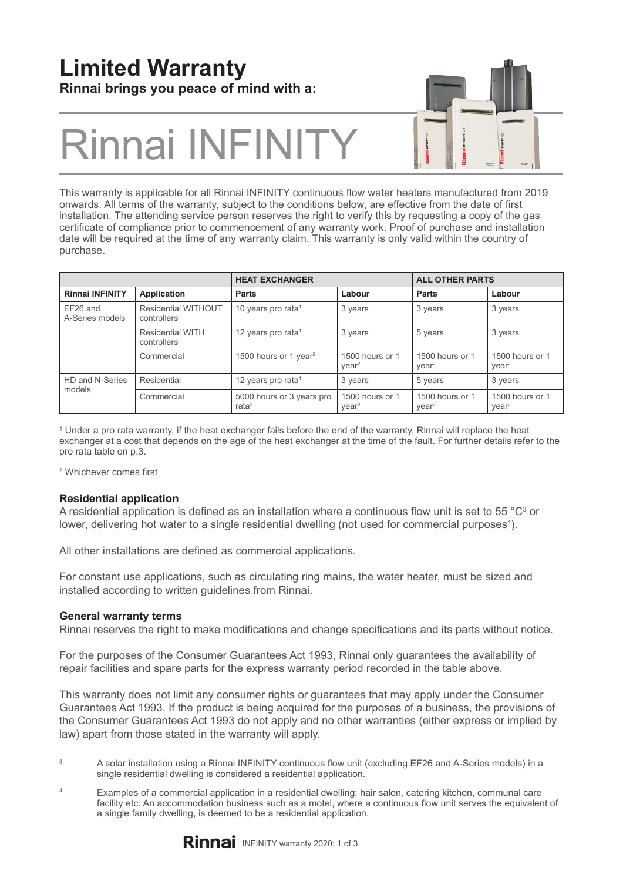# Limited Warranty

**Rinnai brings you peace of mind with a:**

# Rinnai INFINITY

This warranty is applicable for all Rinnai INFINITY continuous flow water heaters manufactured from 2019 onwards. All terms of the warranty, subject to the conditions below, are effective from the date of first installation. The attending service person reserves the right to verify this by requesting a copy of the gas certificate of compliance prior to commencement of any warranty work. Proof of purchase and installation date will be required at the time of any warranty claim. This warranty is only valid within the country of purchase.

| | | **HEAT EXCHANGER** | | **ALL OTHER PARTS** | |
|---|---|---|---|---|---|
| **Rinnai INFINITY** | **Application** | **Parts** | **Labour** | **Parts** | **Labour** |
| EF26 and A-Series models | Residential WITHOUT controllers | 10 years pro rata[1] | 3 years | 3 years | 3 years |
| | Residential WITH controllers | 12 years pro rata[1] | 3 years | 5 years | 3 years |
| | Commercial | 1500 hours or 1 year[2] | 1500 hours or 1 year[2] | 1500 hours or 1 year[2] | 1500 hours or 1 year[2] |
| HD and N-Series models | Residential | 12 years pro rata[1] | 3 years | 5 years | 3 years |
| | Commercial | 5000 hours or 3 years pro rata[2] | 1500 hours or 1 year[2] | 1500 hours or 1 year[2] | 1500 hours or 1 year[2] |

[1] Under a pro rata warranty, if the heat exchanger fails before the end of the warranty, Rinnai will replace the heat exchanger at a cost that depends on the age of the heat exchanger at the time of the fault. For further details refer to the pro rata table on p.3.

[2] Whichever comes first

### Residential application

A residential application is defined as an installation where a continuous flow unit is set to 55 °C[3] or lower, delivering hot water to a single residential dwelling (not used for commercial purposes[4]).

All other installations are defined as commercial applications.

For constant use applications, such as circulating ring mains, the water heater, must be sized and installed according to written guidelines from Rinnai.

### General warranty terms

Rinnai reserves the right to make modifications and change specifications and its parts without notice.

For the purposes of the Consumer Guarantees Act 1993, Rinnai only guarantees the availability of repair facilities and spare parts for the express warranty period recorded in the table above.

This warranty does not limit any consumer rights or guarantees that may apply under the Consumer Guarantees Act 1993. If the product is being acquired for the purposes of a business, the provisions of the Consumer Guarantees Act 1993 do not apply and no other warranties (either express or implied by law) apart from those stated in the warranty will apply.

[3] A solar installation using a Rinnai INFINITY continuous flow unit (excluding EF26 and A-Series models) in a single residential dwelling is considered a residential application.

[4] Examples of a commercial application in a residential dwelling; hair salon, catering kitchen, communal care facility etc. An accommodation business such as a motel, where a continuous flow unit serves the equivalent of a single family dwelling, is deemed to be a residential application.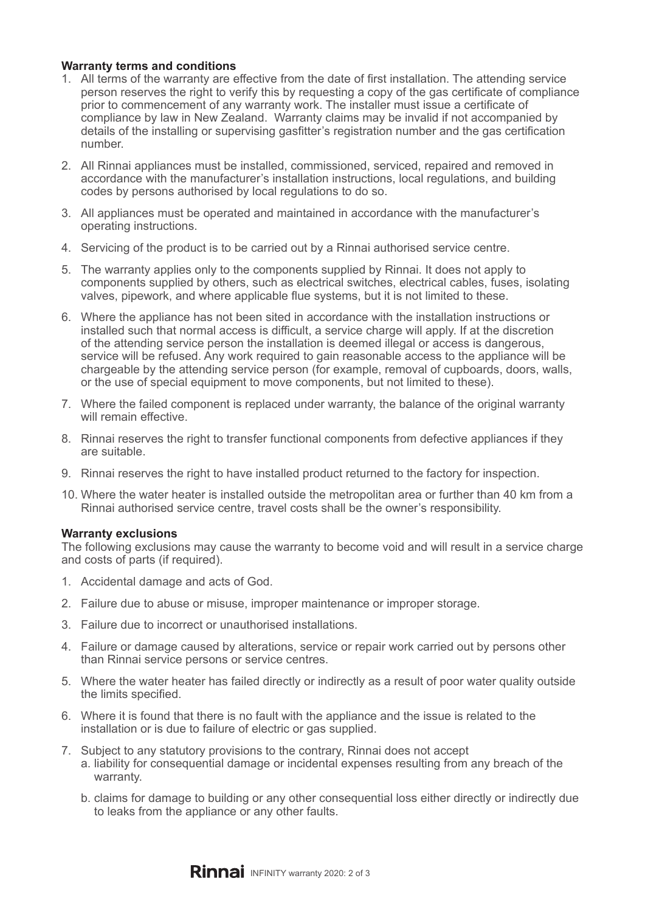## Warranty terms and conditions

1. All terms of the warranty are effective from the date of first installation. The attending service person reserves the right to verify this by requesting a copy of the gas certificate of compliance prior to commencement of any warranty work. The installer must issue a certificate of compliance by law in New Zealand. Warranty claims may be invalid if not accompanied by details of the installing or supervising gasfitter's registration number and the gas certification number.
2. All Rinnai appliances must be installed, commissioned, serviced, repaired and removed in accordance with the manufacturer's installation instructions, local regulations, and building codes by persons authorised by local regulations to do so.
3. All appliances must be operated and maintained in accordance with the manufacturer's operating instructions.
4. Servicing of the product is to be carried out by a Rinnai authorised service centre.
5. The warranty applies only to the components supplied by Rinnai. It does not apply to components supplied by others, such as electrical switches, electrical cables, fuses, isolating valves, pipework, and where applicable flue systems, but it is not limited to these.
6. Where the appliance has not been sited in accordance with the installation instructions or installed such that normal access is difficult, a service charge will apply. If at the discretion of the attending service person the installation is deemed illegal or access is dangerous, service will be refused. Any work required to gain reasonable access to the appliance will be chargeable by the attending service person (for example, removal of cupboards, doors, walls, or the use of special equipment to move components, but not limited to these).
7. Where the failed component is replaced under warranty, the balance of the original warranty will remain effective.
8. Rinnai reserves the right to transfer functional components from defective appliances if they are suitable.
9. Rinnai reserves the right to have installed product returned to the factory for inspection.
10. Where the water heater is installed outside the metropolitan area or further than 40 km from a Rinnai authorised service centre, travel costs shall be the owner's responsibility.

## Warranty exclusions

The following exclusions may cause the warranty to become void and will result in a service charge and costs of parts (if required).

1. Accidental damage and acts of God.
2. Failure due to abuse or misuse, improper maintenance or improper storage.
3. Failure due to incorrect or unauthorised installations.
4. Failure or damage caused by alterations, service or repair work carried out by persons other than Rinnai service persons or service centres.
5. Where the water heater has failed directly or indirectly as a result of poor water quality outside the limits specified.
6. Where it is found that there is no fault with the appliance and the issue is related to the installation or is due to failure of electric or gas supplied.
7. Subject to any statutory provisions to the contrary, Rinnai does not accept
   a. liability for consequential damage or incidental expenses resulting from any breach of the warranty.
   b. claims for damage to building or any other consequential loss either directly or indirectly due to leaks from the appliance or any other faults.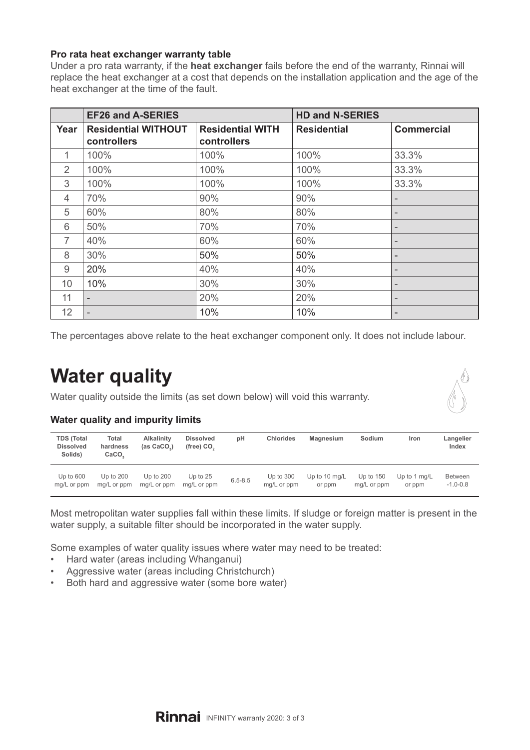**Pro rata heat exchanger warranty table**

Under a pro rata warranty, if the **heat exchanger** fails before the end of the warranty, Rinnai will replace the heat exchanger at a cost that depends on the installation application and the age of the heat exchanger at the time of the fault.

| | **EF26 and A-SERIES** | | **HD and N-SERIES** | |
|---|---|---|---|---|
| **Year** | **Residential WITHOUT controllers** | **Residential WITH controllers** | **Residential** | **Commercial** |
| 1 | 100% | 100% | 100% | 33.3% |
| 2 | 100% | 100% | 100% | 33.3% |
| 3 | 100% | 100% | 100% | 33.3% |
| 4 | 70% | 90% | 90% | - |
| 5 | 60% | 80% | 80% | - |
| 6 | 50% | 70% | 70% | - |
| 7 | 40% | 60% | 60% | - |
| 8 | 30% | 50% | 50% | - |
| 9 | 20% | 40% | 40% | - |
| 10 | 10% | 30% | 30% | - |
| 11 | - | 20% | 20% | - |
| 12 | - | 10% | 10% | - |

The percentages above relate to the heat exchanger component only. It does not include labour.

# Water quality

Water quality outside the limits (as set down below) will void this warranty.

**Water quality and impurity limits**

| TDS (Total Dissolved Solids) | Total hardness $CaCO_3$ | Alkalinity (as $CaCO_3$) | Dissolved (free) $CO_2$ | pH | Chlorides | Magnesium | Sodium | Iron | Langelier Index |
|---|---|---|---|---|---|---|---|---|---|
| Up to 600 mg/L or ppm | Up to 200 mg/L or ppm | Up to 200 mg/L or ppm | Up to 25 mg/L or ppm | 6.5-8.5 | Up to 300 mg/L or ppm | Up to 10 mg/L or ppm | Up to 150 mg/L or ppm | Up to 1 mg/L or ppm | Between -1.0-0.8 |

Most metropolitan water supplies fall within these limits. If sludge or foreign matter is present in the water supply, a suitable filter should be incorporated in the water supply.

Some examples of water quality issues where water may need to be treated:

- Hard water (areas including Whanganui)
- Aggressive water (areas including Christchurch)
- Both hard and aggressive water (some bore water)